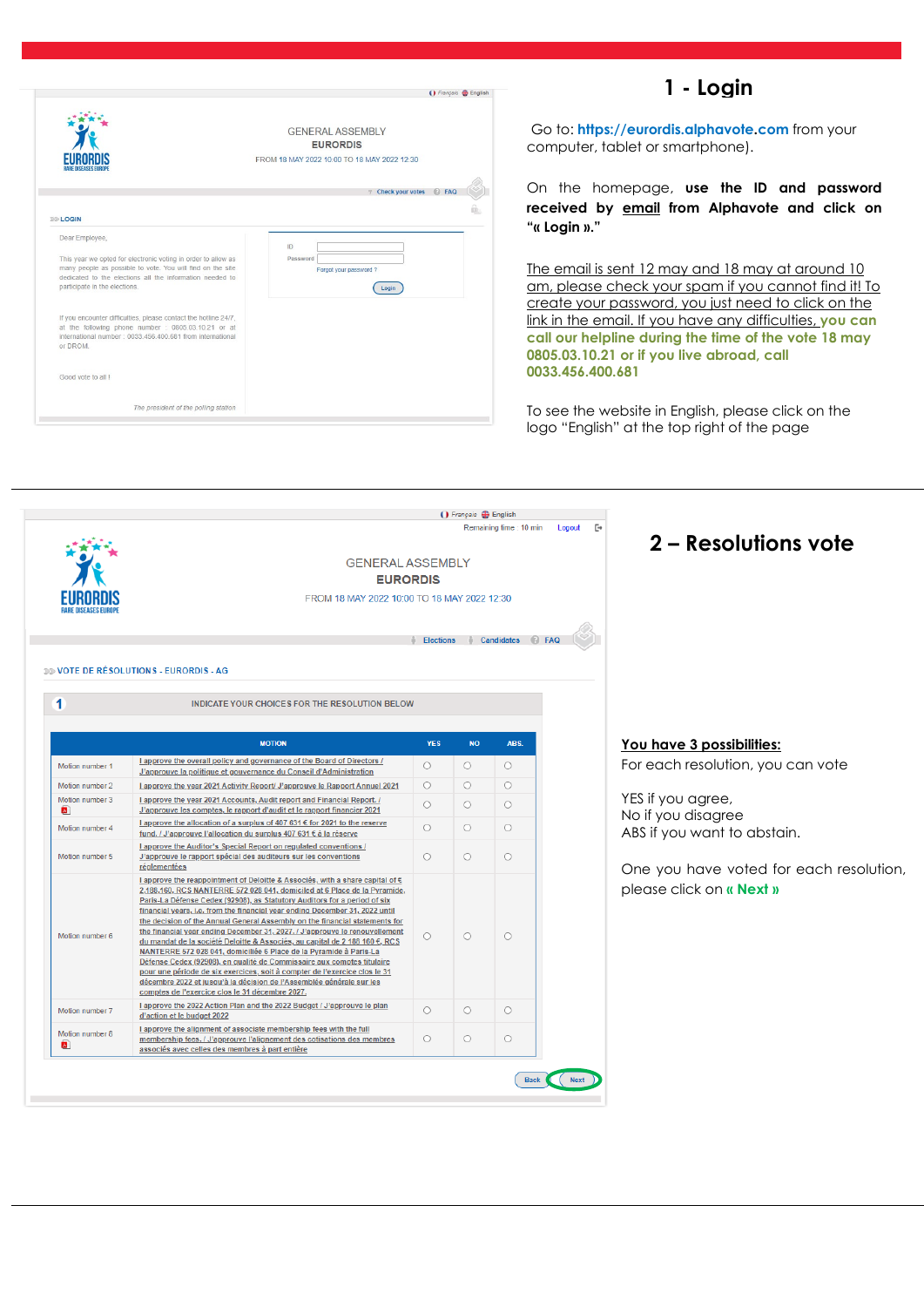## 1 - Login

Go to: **https://eurodis.alphavote.com** from your computer, tablet or smartphone).

On the homepage, **use the ID and password received by email from Alphavote and click on "« Login »."**

The email is sent 12 may and 18 may at around 10 am, please check your spam if you cannot find it! To create your password, you just need to click on the link in the email. If you have any difficulties, **you can call our helpline during the time of the vote 18 may 0805.03.10.21 or if you live abroad, call 0033.456.400.681**

To see the website in English, please click on the logo "English" at the top right of the page

Français English

GENERAL ASSEMBLY
EURORDIS
FROM 18 MAY 2022 10:00 TO 18 MAY 2022 12:30

Check your votes FAQ

LOGIN

Dear Employee,

This year we opted for electronic voting in order to allow as many people as possible to vote. You will find on the site dedicated to the elections all the information needed to participate in the elections.

If you encounter difficulties, please contact the hotline 24/7, at the following phone number : 0805.03.10.21 or at international number : 0033.456.400.681 from international or DROM.

Good vote to all !

The president of the polling station

ID
Password
Forgot your password ?
Login

## 2 – Resolutions vote

**You have 3 possibilities:**

For each resolution, you can vote

YES if you agree,
No if you disagree
ABS if you want to abstain.

One you have voted for each resolution, please click on **« Next »**

Français English
Remaining time : 10 min Logout

GENERAL ASSEMBLY
EURORDIS
FROM 18 MAY 2022 10:00 TO 18 MAY 2022 12:30

Elections Candidates FAQ

VOTE DE RÉSOLUTIONS - EURORDIS - AG

1 INDICATE YOUR CHOICES FOR THE RESOLUTION BELOW

| | MOTION | YES | NO | ABS. |
|---|---|---|---|---|
| Motion number 1 | I approve the overall policy and governance of the Board of Directors / J'approuve la politique et gouvernance du Conseil d'Administration | ○ | ○ | ○ |
| Motion number 2 | I approve the year 2021 Activity Report/ J'approuve le Rapport Annuel 2021 | ○ | ○ | ○ |
| Motion number 3 | I approve the year 2021 Accounts, Audit report and Financial Report. / J'approuve les comptes, le rapport d'audit et le rapport financier 2021 | ○ | ○ | ○ |
| Motion number 4 | I approve the allocation of a surplus of 407 631 € for 2021 to the reserve fund. / J'approuve l'allocation du surplus 407 631 € à la réserve | ○ | ○ | ○ |
| Motion number 5 | I approve the Auditor's Special Report on regulated conventions / J'approuve le rapport spécial des auditeurs sur les conventions réglementées | ○ | ○ | ○ |
| Motion number 6 | I approve the reappointment of Deloitte & Associés, with a share capital of € 2,188,160, RCS NANTERRE 572 028 041, domiciled at 6 Place de la Pyramide, Paris-La Défense Cedex (92908), as Statutory Auditors for a period of six financial years, i.e. from the financial year ending December 31, 2022 until the decision of the Annual General Assembly on the financial statements for the financial year ending December 31, 2027. / J'approuve le renouvellement du mandat de la société Deloitte & Associés, au capital de 2 188 160 €, RCS NANTERRE 572 028 041, domiciliée 6 Place de la Pyramide à Paris-La Défense Cedex (92908), en qualité de Commissaire aux comptes titulaire pour une période de six exercices, soit à compter de l'exercice clos le 31 décembre 2022 et jusqu'à la décision de l'Assemblée générale sur les comptes de l'exercice clos le 31 décembre 2027. | ○ | ○ | ○ |
| Motion number 7 | I approve the 2022 Action Plan and the 2022 Budget / J'approuve le plan d'action et le budget 2022 | ○ | ○ | ○ |
| Motion number 8 | I approve the alignment of associate membership fees with the full membership fees. / J'approuve l'alignement des cotisations des membres associés avec celles des membres à part entière | ○ | ○ | ○ |

Back Next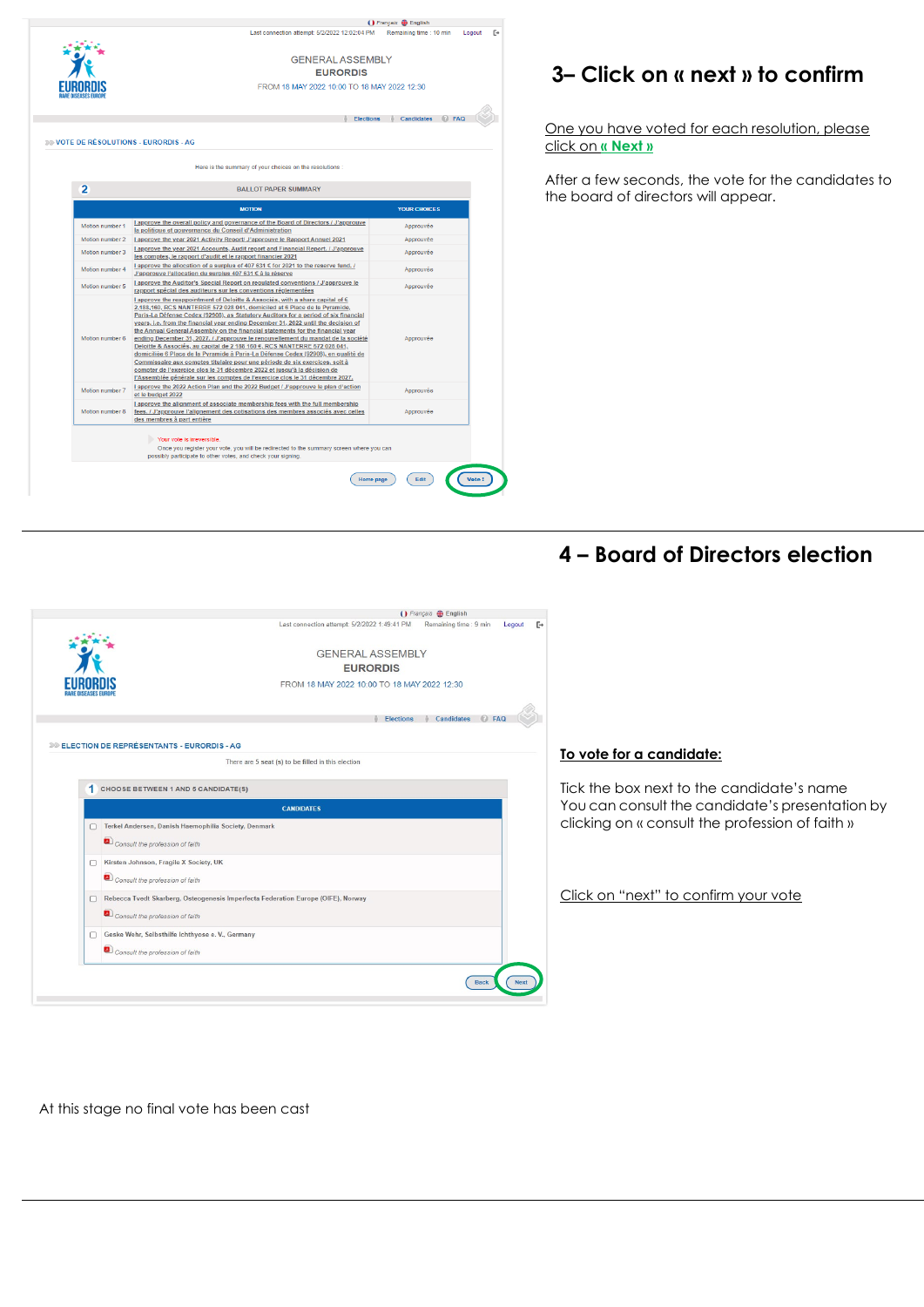## 3– Click on « next » to confirm

Français English

Last connection attempt: 5/2/2022 12:02:04 PM Remaining time : 10 min Logout

EURORDIS RARE DISEASES EUROPE

GENERAL ASSEMBLY
EURORDIS
FROM 18 MAY 2022 10:00 TO 18 MAY 2022 12:30

Elections | Candidates | FAQ

VOTE DE RÉSOLUTIONS - EURORDIS - AG

Here is the summary of your choices on the resolutions :

2 BALLOT PAPER SUMMARY

| | MOTION | YOUR CHOICES |
|---|---|---|
| Motion number 1 | I approve the overall policy and governance of the Board of Directors / J'approuve la politique et gouvernance du Conseil d'Administration | Approuvée |
| Motion number 2 | I approve the year 2021 Activity Report/ J'approuve le Rapport Annuel 2021 | Approuvée |
| Motion number 3 | I approve the year 2021 Accounts, Audit report and Financial Report. / J'approuve les comptes, le rapport d'audit et le rapport financier 2021 | Approuvée |
| Motion number 4 | I approve the allocation of a surplus of 407 631 € for 2021 to the reserve fund. / J'approuve l'allocation du surplus 407 631 € à la réserve | Approuvée |
| Motion number 5 | I approve the Auditor's Special Report on regulated conventions / J'approuve le rapport spécial des auditeurs sur les conventions réglementées | Approuvée |
| Motion number 6 | I approve the reappointment of Deloitte & Associés, with a share capital of € 2,188,160, RCS NANTERRE 572 028 041, domiciled at 6 Place de la Pyramide, Paris-La Défense Cedex (92908), as Statutory Auditors for a period of six financial years, i.e. from the financial year ending December 31, 2022 until the decision of the Annual General Assembly on the financial statements for the financial year ending December 31, 2027. / J'approuve le renouvellement du mandat de la société Deloitte & Associés, au capital de 2 188 160 €, RCS NANTERRE 572 028 041, domiciliée 6 Place de la Pyramide à Paris-La Défense Cedex (92908), en qualité de Commissaire aux comptes titulaire pour une période de six exercices, soit à compter de l'exercice clos le 31 décembre 2022 et jusqu'à la décision de l'Assemblée générale sur les comptes de l'exercice clos le 31 décembre 2027. | Approuvée |
| Motion number 7 | I approve the 2022 Action Plan and the 2022 Budget / J'approuve le plan d'action et le budget 2022 | Approuvée |
| Motion number 8 | I approve the alignment of associate membership fees with the full membership fees. / J'approuve l'alignement des cotisations des membres associés avec celles des membres à part entière | Approuvée |

Your vote is irreversible.
Once you register your vote, you will be redirected to the summary screen where you can possibly participate to other votes, and check your signing.

Home page | Edit | Vote !

One you have voted for each resolution, please click on **« Next »**

After a few seconds, the vote for the candidates to the board of directors will appear.

## 4 – Board of Directors election

Français English

Last connection attempt: 5/2/2022 1:49:41 PM Remaining time : 9 min Logout

EURORDIS RARE DISEASES EUROPE

GENERAL ASSEMBLY
**EURORDIS**
FROM 18 MAY 2022 10:00 TO 18 MAY 2022 12:30

Elections | Candidates | FAQ

ELECTION DE REPRÉSENTANTS - EURORDIS - AG

There are 5 seat (s) to be filled in this election

1 CHOOSE BETWEEN 1 AND 5 CANDIDATE(S)

CANDIDATES

- [ ] Terkel Andersen, Danish Haemophilia Society, Denmark
  *Consult the profession of faith*
- [ ] Kirsten Johnson, Fragile X Society, UK
  *Consult the profession of faith*
- [ ] Rebecca Tvedt Skarberg, Osteogenesis Imperfecta Federation Europe (OIFE), Norway
  *Consult the profession of faith*
- [ ] Geske Wehr, Selbsthilfe Ichthyose e. V., Germany
  *Consult the profession of faith*

Back | Next

**To vote for a candidate:**

Tick the box next to the candidate's name
You can consult the candidate's presentation by clicking on « consult the profession of faith »

Click on "next" to confirm your vote

At this stage no final vote has been cast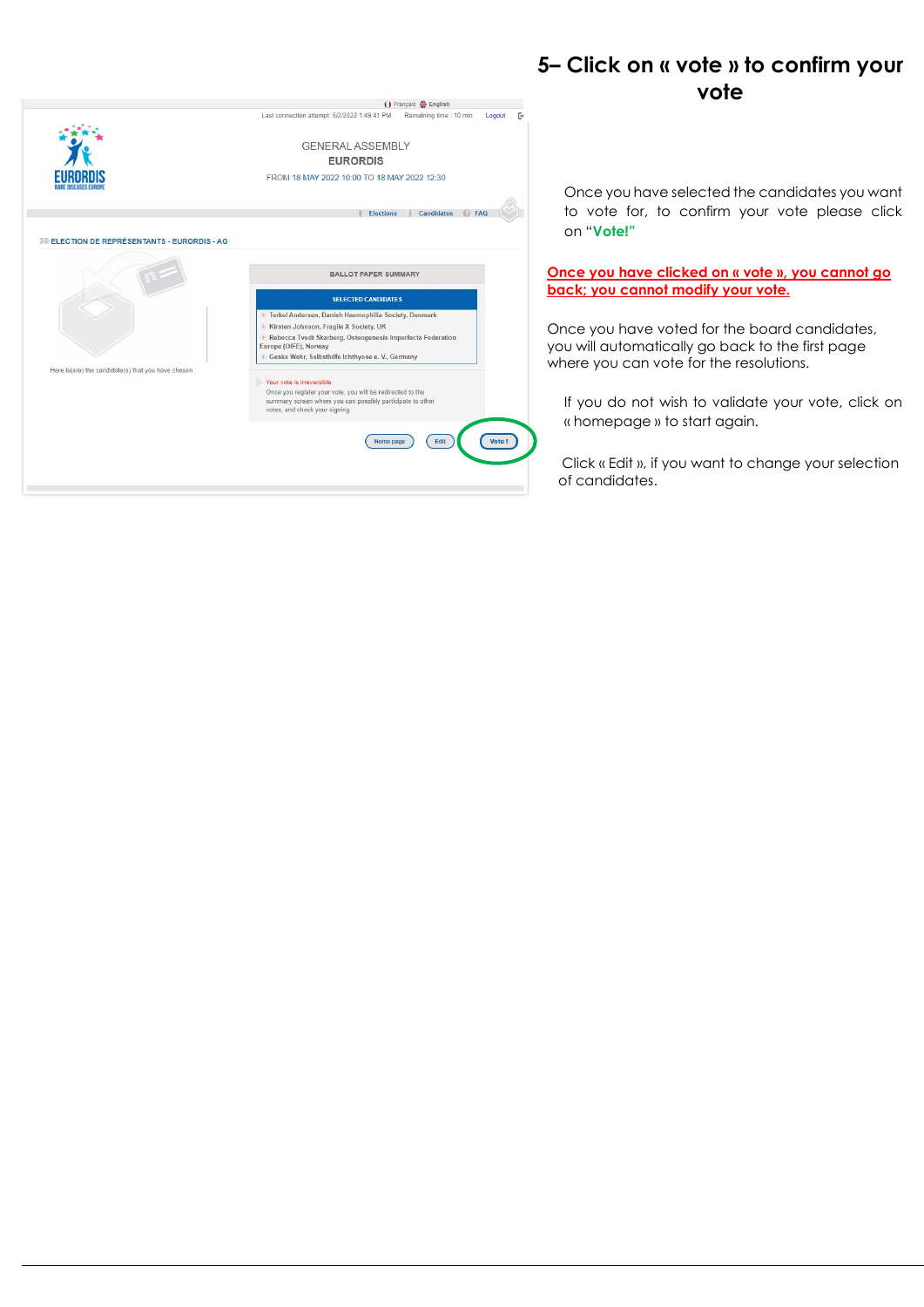## 5– Click on « vote » to confirm your vote

Once you have selected the candidates you want to vote for, to confirm your vote please click on "**Vote!**"

**Once you have clicked on « vote », you cannot go back; you cannot modify your vote.**

Once you have voted for the board candidates, you will automatically go back to the first page where you can vote for the resolutions.

If you do not wish to validate your vote, click on « homepage » to start again.

Click « Edit », if you want to change your selection of candidates.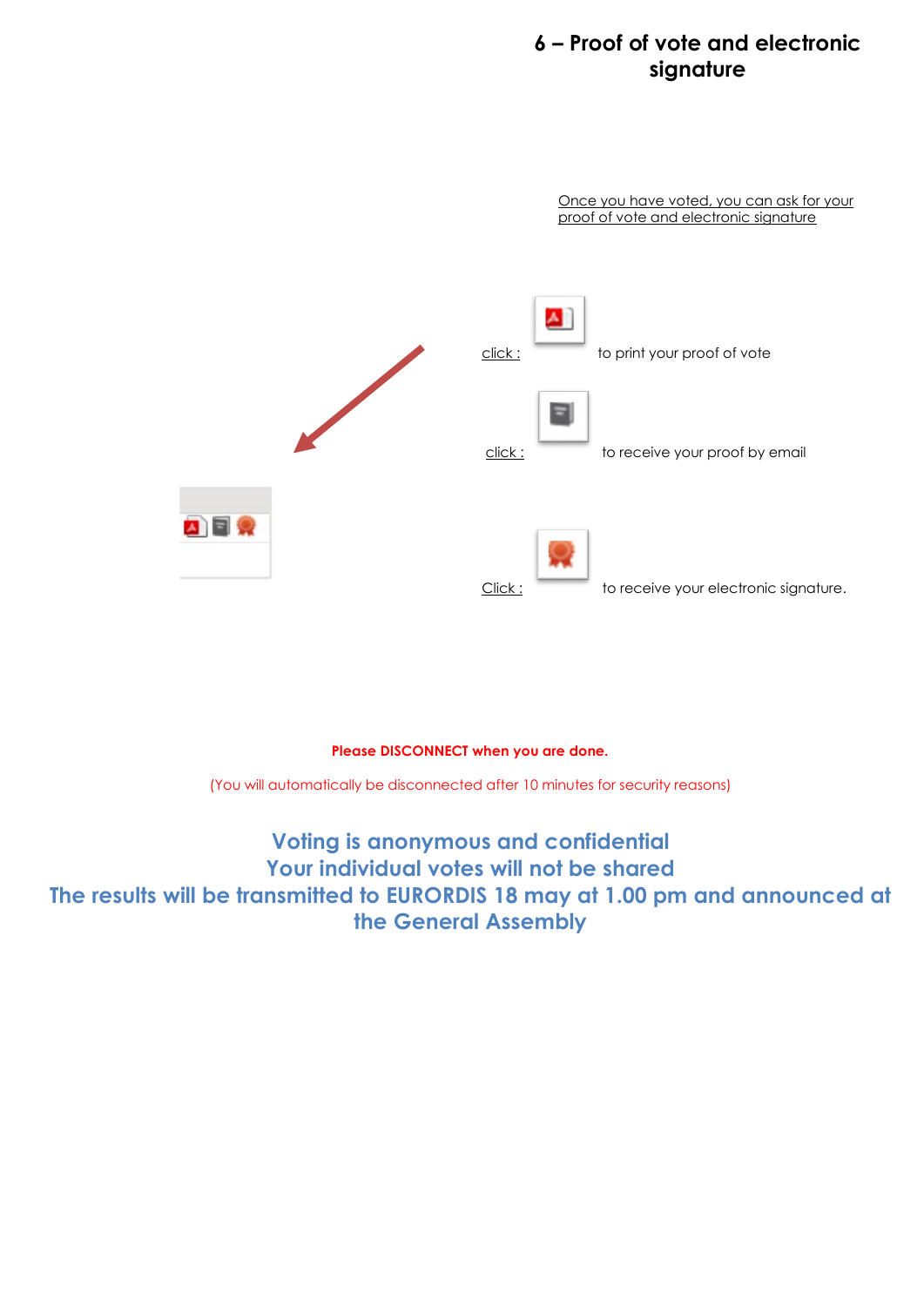## 6 – Proof of vote and electronic signature

Once you have voted, you can ask for your proof of vote and electronic signature

click : to print your proof of vote

click : to receive your proof by email

Click : to receive your electronic signature.

**Please DISCONNECT when you are done.**

(You will automatically be disconnected after 10 minutes for security reasons)

**Voting is anonymous and confidential**
**Your individual votes will not be shared**
**The results will be transmitted to EURORDIS 18 may at 1.00 pm and announced at the General Assembly**